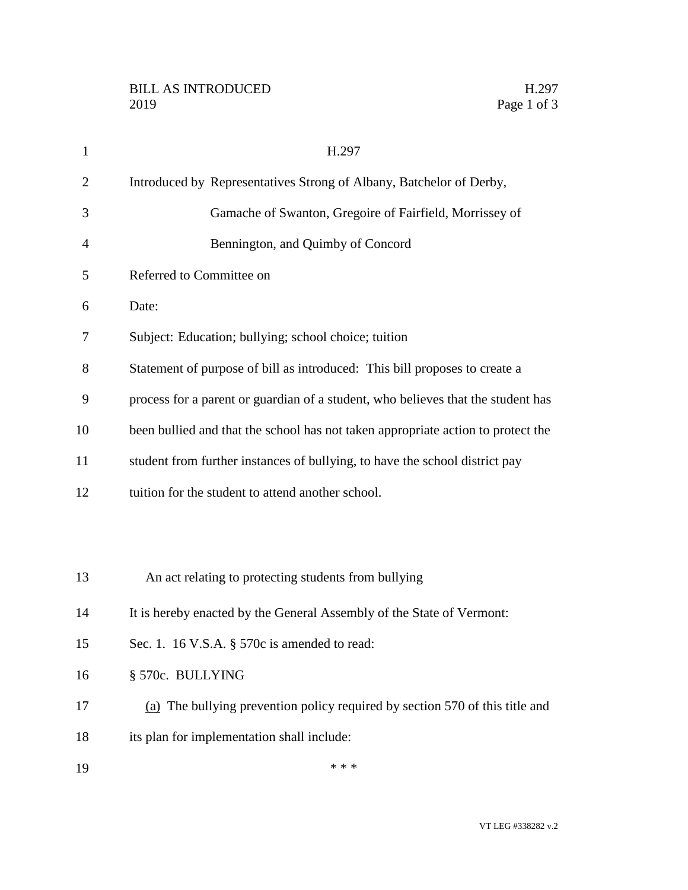# H.297

Introduced by Representatives Strong of Albany, Batchelor of Derby, Gamache of Swanton, Gregoire of Fairfield, Morrissey of Bennington, and Quimby of Concord

Referred to Committee on

Date:

Subject: Education; bullying; school choice; tuition

Statement of purpose of bill as introduced: This bill proposes to create a process for a parent or guardian of a student, who believes that the student has been bullied and that the school has not taken appropriate action to protect the student from further instances of bullying, to have the school district pay tuition for the student to attend another school.

An act relating to protecting students from bullying

It is hereby enacted by the General Assembly of the State of Vermont:

Sec. 1. 16 V.S.A. § 570c is amended to read:

§ 570c. BULLYING

(a) The bullying prevention policy required by section 570 of this title and its plan for implementation shall include:

\* \* \*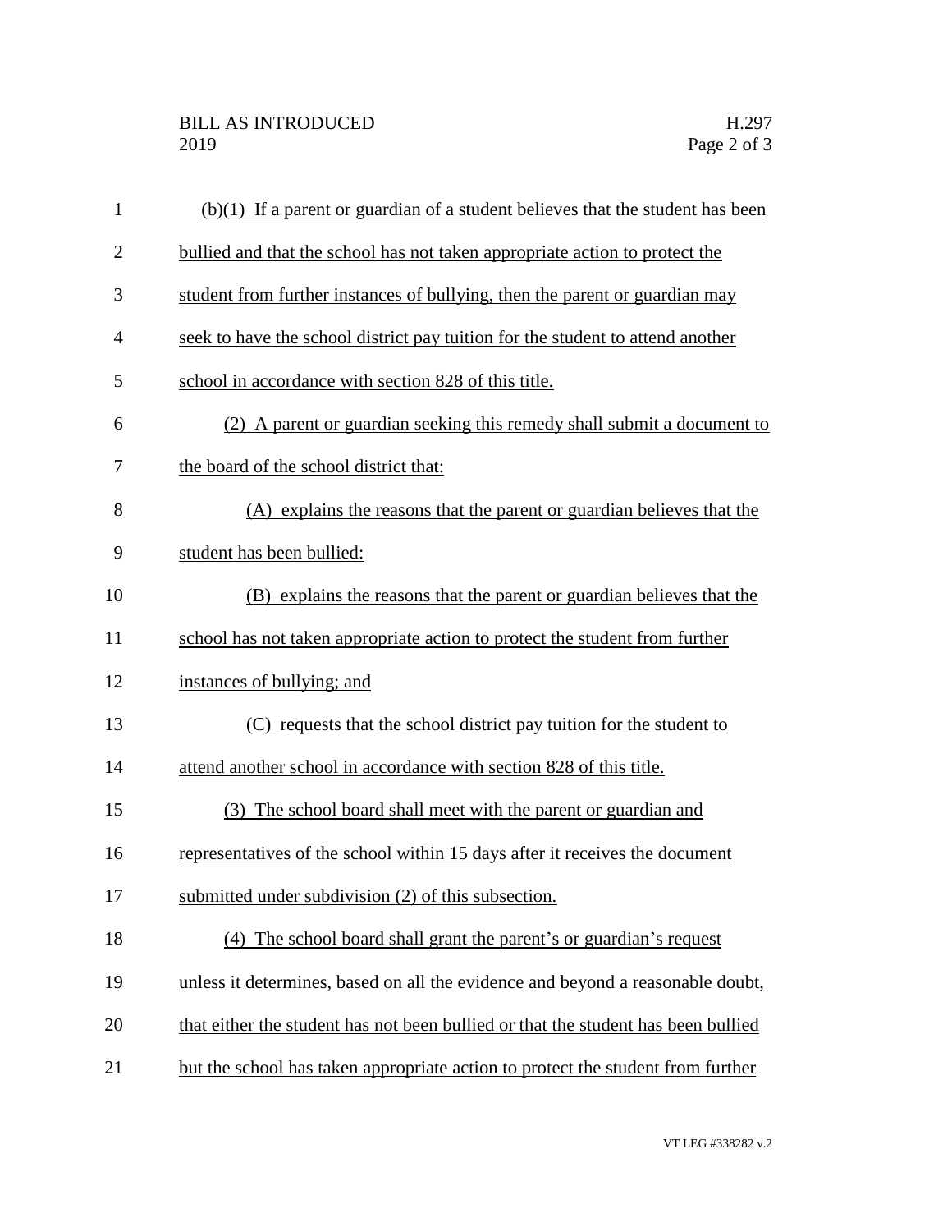(b)(1) If a parent or guardian of a student believes that the student has been bullied and that the school has not taken appropriate action to protect the student from further instances of bullying, then the parent or guardian may seek to have the school district pay tuition for the student to attend another school in accordance with section 828 of this title.

(2) A parent or guardian seeking this remedy shall submit a document to the board of the school district that:

(A) explains the reasons that the parent or guardian believes that the student has been bullied:

(B) explains the reasons that the parent or guardian believes that the school has not taken appropriate action to protect the student from further instances of bullying; and

(C) requests that the school district pay tuition for the student to attend another school in accordance with section 828 of this title.

(3) The school board shall meet with the parent or guardian and representatives of the school within 15 days after it receives the document submitted under subdivision (2) of this subsection.

(4) The school board shall grant the parent's or guardian's request unless it determines, based on all the evidence and beyond a reasonable doubt, that either the student has not been bullied or that the student has been bullied but the school has taken appropriate action to protect the student from further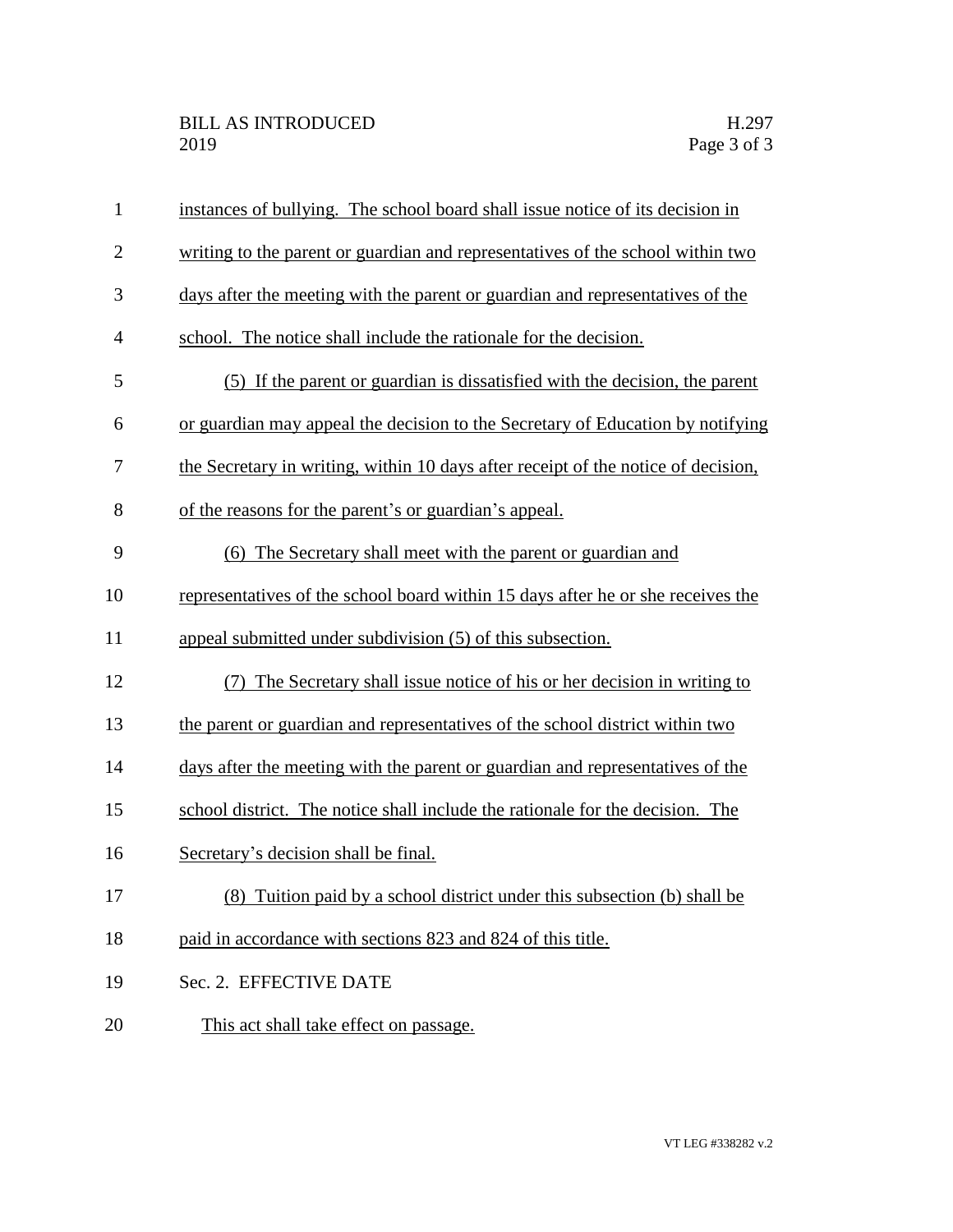instances of bullying. The school board shall issue notice of its decision in writing to the parent or guardian and representatives of the school within two days after the meeting with the parent or guardian and representatives of the school. The notice shall include the rationale for the decision.

(5) If the parent or guardian is dissatisfied with the decision, the parent or guardian may appeal the decision to the Secretary of Education by notifying the Secretary in writing, within 10 days after receipt of the notice of decision, of the reasons for the parent's or guardian's appeal.

(6) The Secretary shall meet with the parent or guardian and representatives of the school board within 15 days after he or she receives the appeal submitted under subdivision (5) of this subsection.

(7) The Secretary shall issue notice of his or her decision in writing to the parent or guardian and representatives of the school district within two days after the meeting with the parent or guardian and representatives of the school district. The notice shall include the rationale for the decision. The Secretary's decision shall be final.

(8) Tuition paid by a school district under this subsection (b) shall be paid in accordance with sections 823 and 824 of this title.

Sec. 2. EFFECTIVE DATE

This act shall take effect on passage.